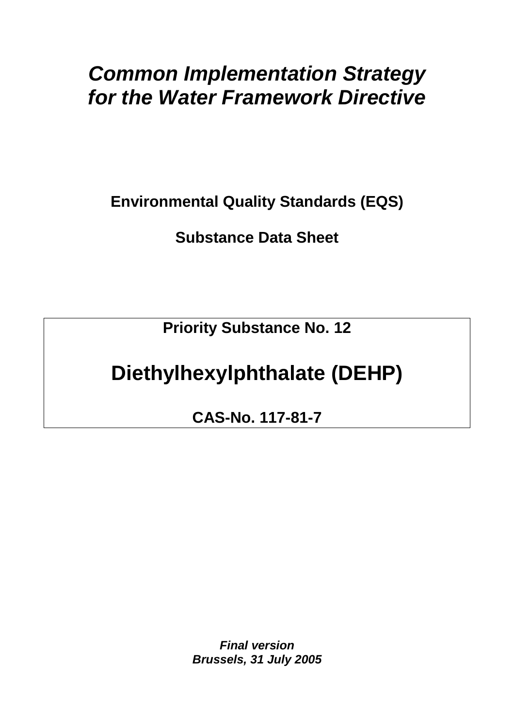# *Common Implementation Strategy for the Water Framework Directive*

**Environmental Quality Standards (EQS)**

**Substance Data Sheet**

**Priority Substance No. 12**

## Diethylhexylphthalate (DEHP)

**CAS-No. 117-81-7**

***Final version***
***Brussels, 31 July 2005***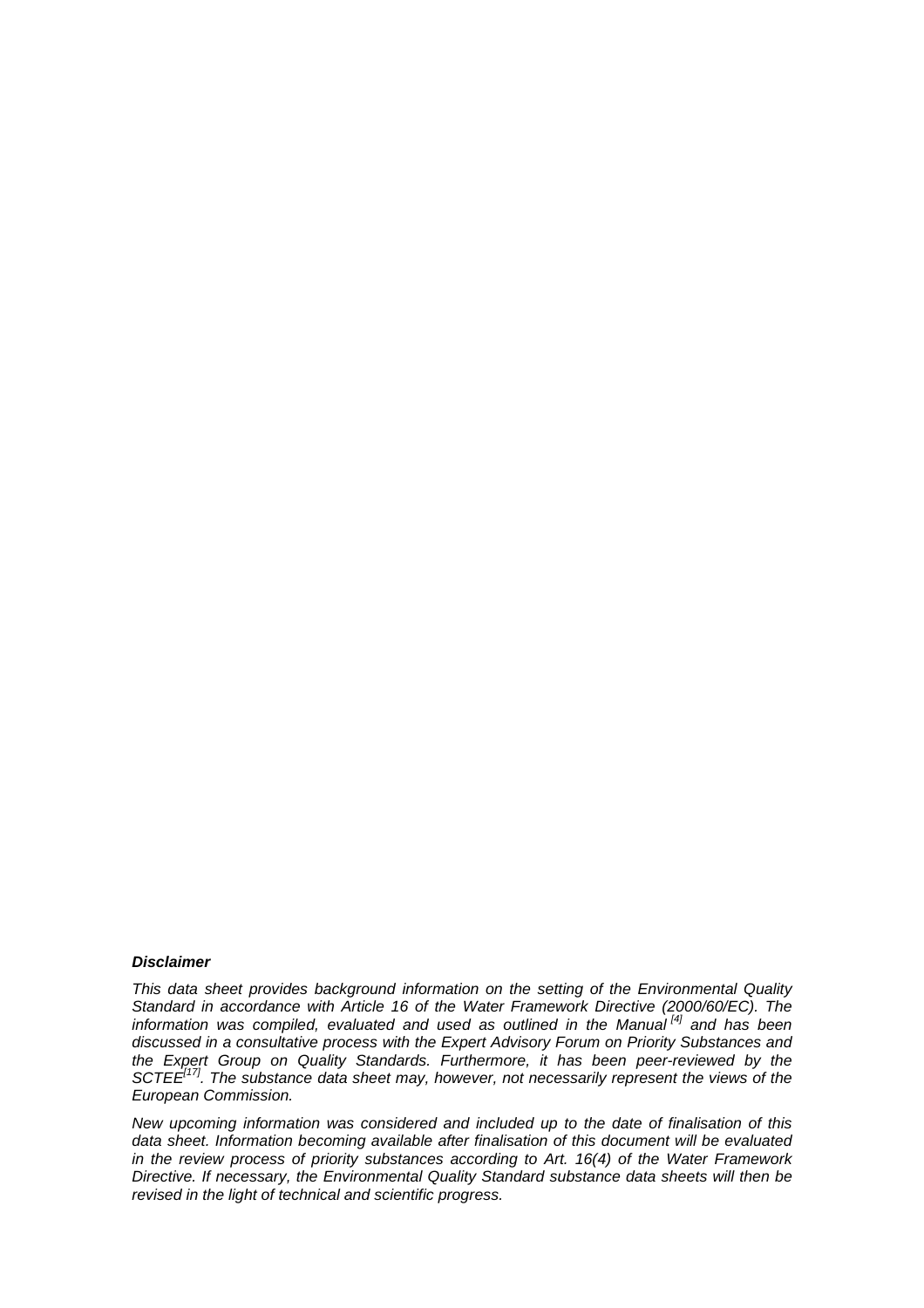***Disclaimer***

*This data sheet provides background information on the setting of the Environmental Quality Standard in accordance with Article 16 of the Water Framework Directive (2000/60/EC). The information was compiled, evaluated and used as outlined in the Manual [4] and has been discussed in a consultative process with the Expert Advisory Forum on Priority Substances and the Expert Group on Quality Standards. Furthermore, it has been peer-reviewed by the SCTEE[17]. The substance data sheet may, however, not necessarily represent the views of the European Commission.*

*New upcoming information was considered and included up to the date of finalisation of this data sheet. Information becoming available after finalisation of this document will be evaluated in the review process of priority substances according to Art. 16(4) of the Water Framework Directive. If necessary, the Environmental Quality Standard substance data sheets will then be revised in the light of technical and scientific progress.*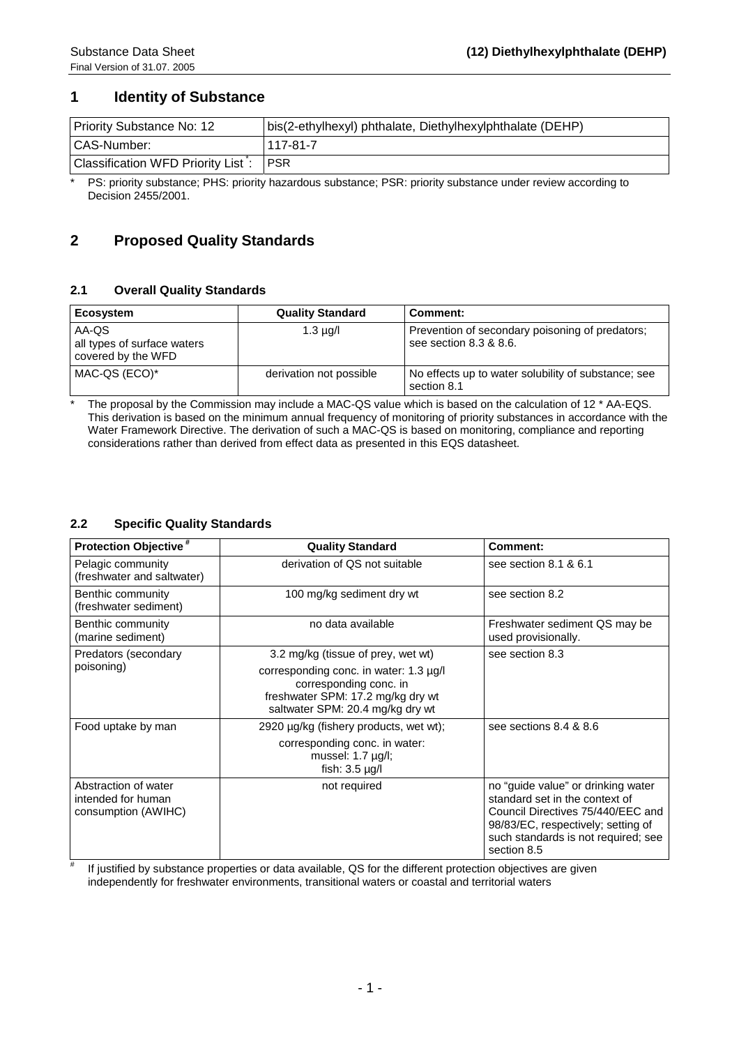# 1 Identity of Substance

| Priority Substance No: 12 | bis(2-ethylhexyl) phthalate, Diethylhexylphthalate (DEHP) |
|---|---|
| CAS-Number: | 117-81-7 |
| Classification WFD Priority List *: | PSR |

\* PS: priority substance; PHS: priority hazardous substance; PSR: priority substance under review according to Decision 2455/2001.

# 2 Proposed Quality Standards

## 2.1 Overall Quality Standards

| Ecosystem | Quality Standard | Comment: |
|---|---|---|
| AA-QS all types of surface waters covered by the WFD | 1.3 µg/l | Prevention of secondary poisoning of predators; see section 8.3 & 8.6. |
| MAC-QS (ECO)* | derivation not possible | No effects up to water solubility of substance; see section 8.1 |

\* The proposal by the Commission may include a MAC-QS value which is based on the calculation of 12 * AA-EQS. This derivation is based on the minimum annual frequency of monitoring of priority substances in accordance with the Water Framework Directive. The derivation of such a MAC-QS is based on monitoring, compliance and reporting considerations rather than derived from effect data as presented in this EQS datasheet.

## 2.2 Specific Quality Standards

| Protection Objective # | Quality Standard | Comment: |
|---|---|---|
| Pelagic community (freshwater and saltwater) | derivation of QS not suitable | see section 8.1 & 6.1 |
| Benthic community (freshwater sediment) | 100 mg/kg sediment dry wt | see section 8.2 |
| Benthic community (marine sediment) | no data available | Freshwater sediment QS may be used provisionally. |
| Predators (secondary poisoning) | 3.2 mg/kg (tissue of prey, wet wt)<br>corresponding conc. in water: 1.3 µg/l corresponding conc. in freshwater SPM: 17.2 mg/kg dry wt saltwater SPM: 20.4 mg/kg dry wt | see section 8.3 |
| Food uptake by man | 2920 µg/kg (fishery products, wet wt);<br>corresponding conc. in water: mussel: 1.7 µg/l; fish: 3.5 µg/l | see sections 8.4 & 8.6 |
| Abstraction of water intended for human consumption (AWIHC) | not required | no "guide value" or drinking water standard set in the context of Council Directives 75/440/EEC and 98/83/EC, respectively; setting of such standards is not required; see section 8.5 |

# If justified by substance properties or data available, QS for the different protection objectives are given independently for freshwater environments, transitional waters or coastal and territorial waters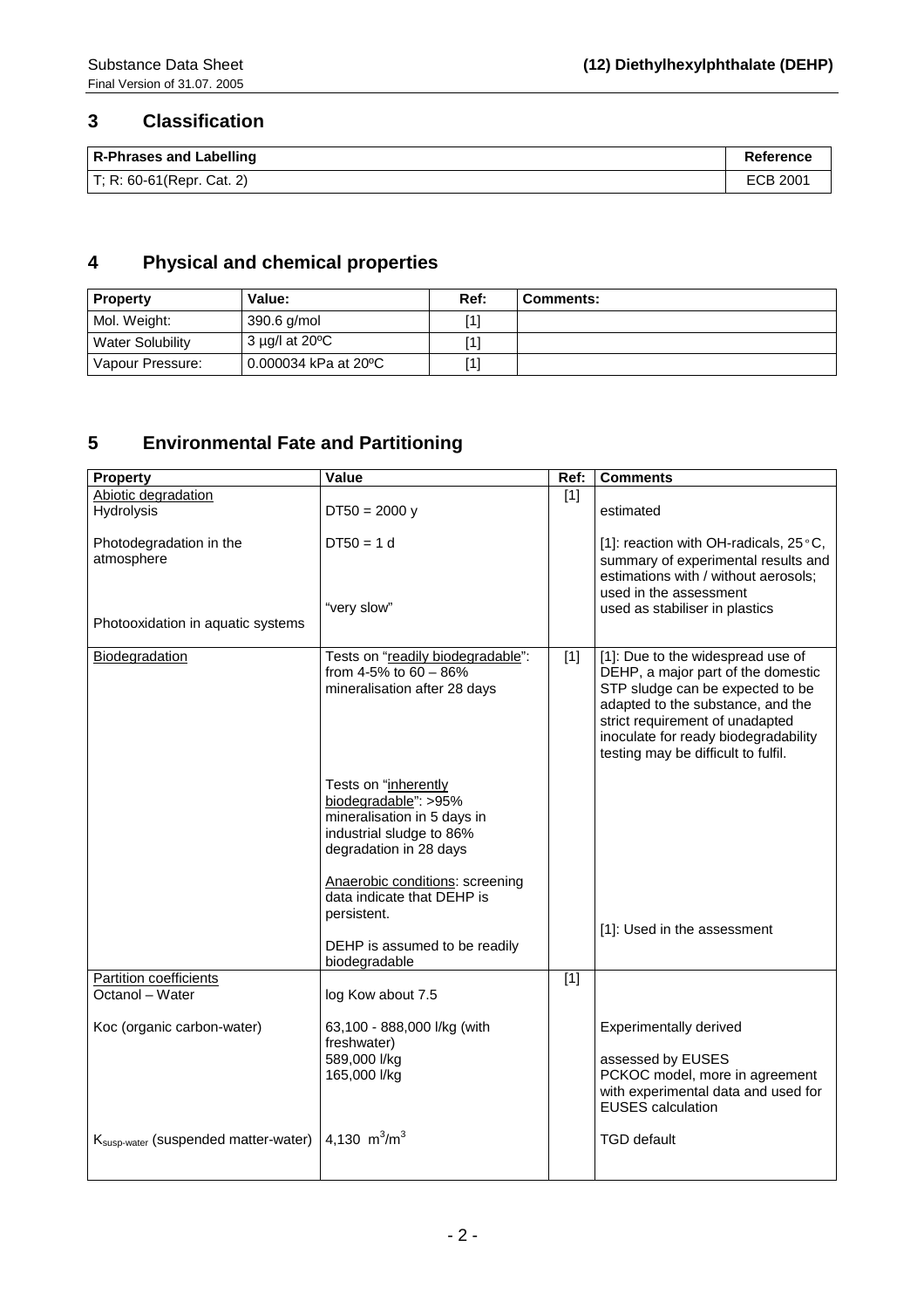## 3 Classification

| R-Phrases and Labelling | Reference |
|---|---|
| T; R: 60-61(Repr. Cat. 2) | ECB 2001 |

## 4 Physical and chemical properties

| Property | Value: | Ref: | Comments: |
|---|---|---|---|
| Mol. Weight: | 390.6 g/mol | [1] | |
| Water Solubility | 3 µg/l at 20ºC | [1] | |
| Vapour Pressure: | 0.000034 kPa at 20ºC | [1] | |

## 5 Environmental Fate and Partitioning

| Property | Value | Ref: | Comments |
|---|---|---|---|
| Abiotic degradation<br>Hydrolysis<br><br>Photodegradation in the atmosphere<br><br><br>Photooxidation in aquatic systems | <br>DT50 = 2000 y<br><br>DT50 = 1 d<br><br><br>"very slow" | [1] | <br>estimated<br><br>[1]: reaction with OH-radicals, 25°C, summary of experimental results and estimations with / without aerosols; used in the assessment<br>used as stabiliser in plastics |
| Biodegradation | Tests on "readily biodegradable": from 4-5% to 60 – 86% mineralisation after 28 days<br><br>Tests on "inherently biodegradable": >95% mineralisation in 5 days in industrial sludge to 86% degradation in 28 days<br><br>Anaerobic conditions: screening data indicate that DEHP is persistent.<br><br>DEHP is assumed to be readily biodegradable | [1] | [1]: Due to the widespread use of DEHP, a major part of the domestic STP sludge can be expected to be adapted to the substance, and the strict requirement of unadapted inoculate for ready biodegradability testing may be difficult to fulfil.<br><br><br><br><br><br>[1]: Used in the assessment |
| Partition coefficients<br>Octanol – Water<br><br>Koc (organic carbon-water)<br><br><br><br><br>$K_{susp-water}$ (suspended matter-water) | <br>log Kow about 7.5<br><br>63,100 - 888,000 l/kg (with freshwater)<br>589,000 l/kg<br>165,000 l/kg<br><br><br>4,130 $m^3/m^3$ | [1] | <br><br><br>Experimentally derived<br><br>assessed by EUSES<br>PCKOC model, more in agreement with experimental data and used for EUSES calculation<br><br>TGD default |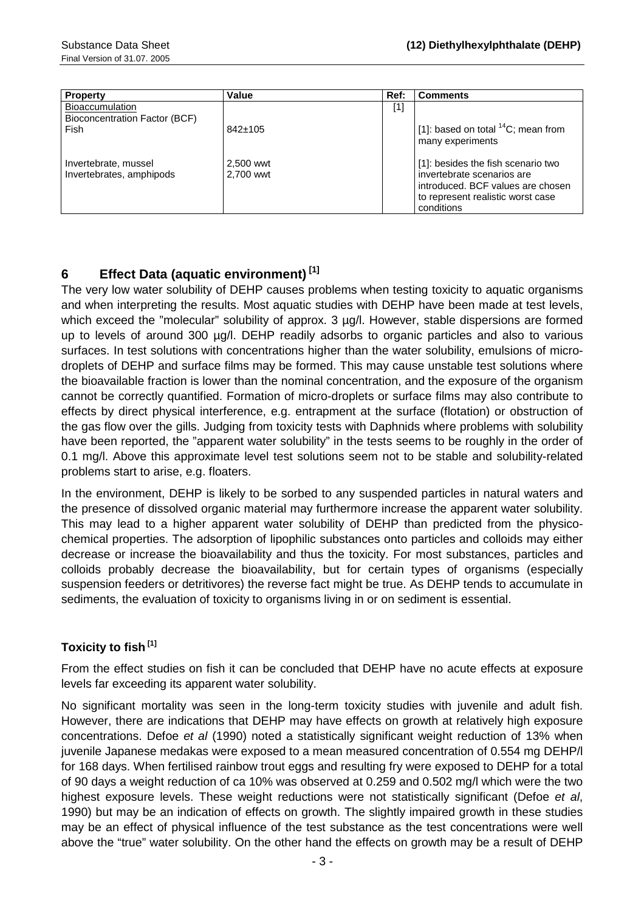| Property | Value | Ref: | Comments |
|---|---|---|---|
| Bioaccumulation<br>Bioconcentration Factor (BCF) | | [1] | |
| Fish | 842±105 | | [1]: based on total $^{14}C$; mean from many experiments |
| Invertebrate, mussel<br>Invertebrates, amphipods | 2,500 wwt<br>2,700 wwt | | [1]: besides the fish scenario two invertebrate scenarios are introduced. BCF values are chosen to represent realistic worst case conditions |

## 6 Effect Data (aquatic environment) [1]

The very low water solubility of DEHP causes problems when testing toxicity to aquatic organisms and when interpreting the results. Most aquatic studies with DEHP have been made at test levels, which exceed the "molecular" solubility of approx. 3 µg/l. However, stable dispersions are formed up to levels of around 300 µg/l. DEHP readily adsorbs to organic particles and also to various surfaces. In test solutions with concentrations higher than the water solubility, emulsions of micro-droplets of DEHP and surface films may be formed. This may cause unstable test solutions where the bioavailable fraction is lower than the nominal concentration, and the exposure of the organism cannot be correctly quantified. Formation of micro-droplets or surface films may also contribute to effects by direct physical interference, e.g. entrapment at the surface (flotation) or obstruction of the gas flow over the gills. Judging from toxicity tests with Daphnids where problems with solubility have been reported, the "apparent water solubility" in the tests seems to be roughly in the order of 0.1 mg/l. Above this approximate level test solutions seem not to be stable and solubility-related problems start to arise, e.g. floaters.

In the environment, DEHP is likely to be sorbed to any suspended particles in natural waters and the presence of dissolved organic material may furthermore increase the apparent water solubility. This may lead to a higher apparent water solubility of DEHP than predicted from the physico-chemical properties. The adsorption of lipophilic substances onto particles and colloids may either decrease or increase the bioavailability and thus the toxicity. For most substances, particles and colloids probably decrease the bioavailability, but for certain types of organisms (especially suspension feeders or detritivores) the reverse fact might be true. As DEHP tends to accumulate in sediments, the evaluation of toxicity to organisms living in or on sediment is essential.

### Toxicity to fish [1]

From the effect studies on fish it can be concluded that DEHP have no acute effects at exposure levels far exceeding its apparent water solubility.

No significant mortality was seen in the long-term toxicity studies with juvenile and adult fish. However, there are indications that DEHP may have effects on growth at relatively high exposure concentrations. Defoe *et al* (1990) noted a statistically significant weight reduction of 13% when juvenile Japanese medakas were exposed to a mean measured concentration of 0.554 mg DEHP/l for 168 days. When fertilised rainbow trout eggs and resulting fry were exposed to DEHP for a total of 90 days a weight reduction of ca 10% was observed at 0.259 and 0.502 mg/l which were the two highest exposure levels. These weight reductions were not statistically significant (Defoe *et al*, 1990) but may be an indication of effects on growth. The slightly impaired growth in these studies may be an effect of physical influence of the test substance as the test concentrations were well above the "true" water solubility. On the other hand the effects on growth may be a result of DEHP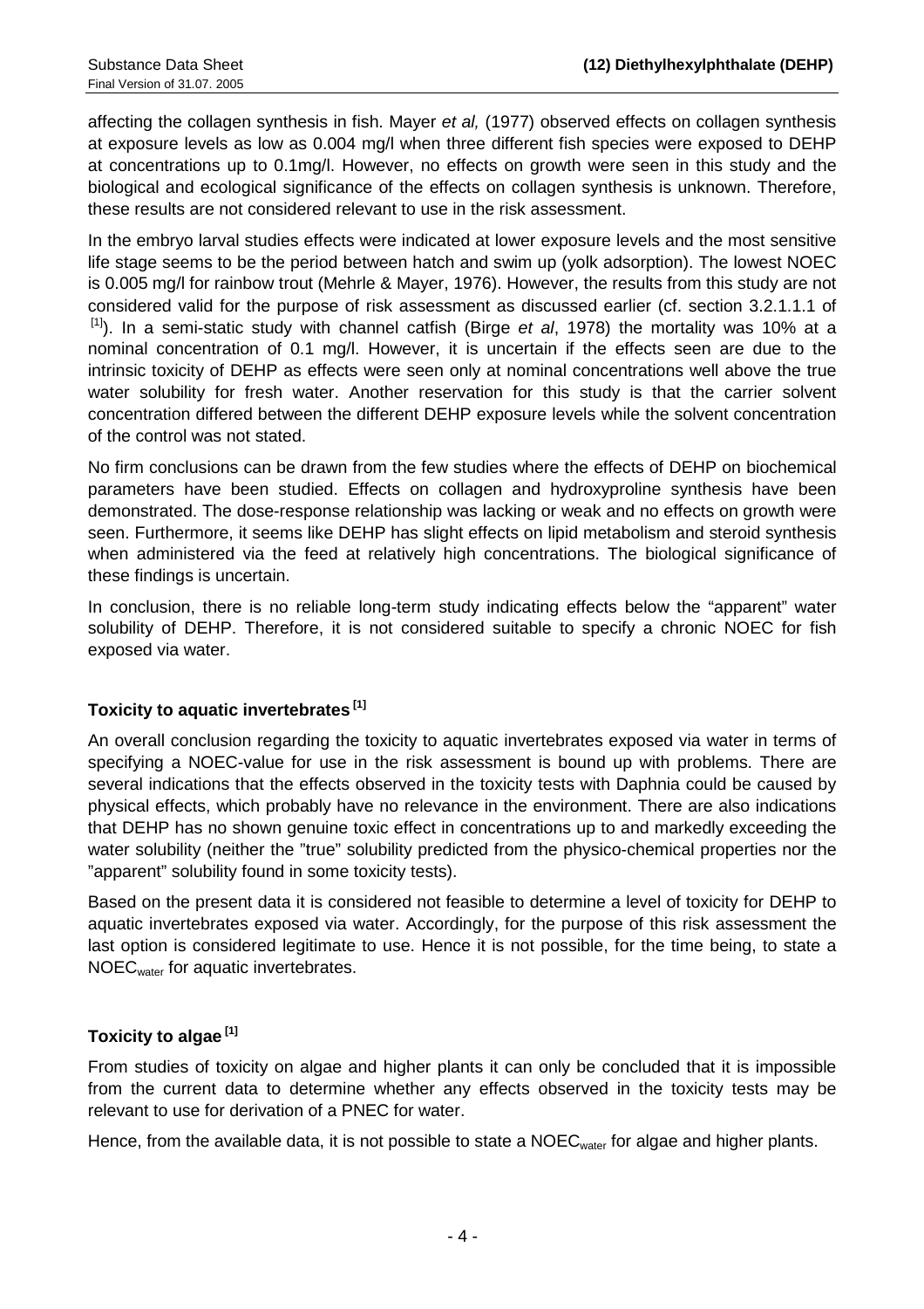affecting the collagen synthesis in fish. Mayer *et al,* (1977) observed effects on collagen synthesis at exposure levels as low as 0.004 mg/l when three different fish species were exposed to DEHP at concentrations up to 0.1mg/l. However, no effects on growth were seen in this study and the biological and ecological significance of the effects on collagen synthesis is unknown. Therefore, these results are not considered relevant to use in the risk assessment.

In the embryo larval studies effects were indicated at lower exposure levels and the most sensitive life stage seems to be the period between hatch and swim up (yolk adsorption). The lowest NOEC is 0.005 mg/l for rainbow trout (Mehrle & Mayer, 1976). However, the results from this study are not considered valid for the purpose of risk assessment as discussed earlier (cf. section 3.2.1.1.1 of [1]). In a semi-static study with channel catfish (Birge *et al*, 1978) the mortality was 10% at a nominal concentration of 0.1 mg/l. However, it is uncertain if the effects seen are due to the intrinsic toxicity of DEHP as effects were seen only at nominal concentrations well above the true water solubility for fresh water. Another reservation for this study is that the carrier solvent concentration differed between the different DEHP exposure levels while the solvent concentration of the control was not stated.

No firm conclusions can be drawn from the few studies where the effects of DEHP on biochemical parameters have been studied. Effects on collagen and hydroxyproline synthesis have been demonstrated. The dose-response relationship was lacking or weak and no effects on growth were seen. Furthermore, it seems like DEHP has slight effects on lipid metabolism and steroid synthesis when administered via the feed at relatively high concentrations. The biological significance of these findings is uncertain.

In conclusion, there is no reliable long-term study indicating effects below the "apparent" water solubility of DEHP. Therefore, it is not considered suitable to specify a chronic NOEC for fish exposed via water.

**Toxicity to aquatic invertebrates [1]**

An overall conclusion regarding the toxicity to aquatic invertebrates exposed via water in terms of specifying a NOEC-value for use in the risk assessment is bound up with problems. There are several indications that the effects observed in the toxicity tests with Daphnia could be caused by physical effects, which probably have no relevance in the environment. There are also indications that DEHP has no shown genuine toxic effect in concentrations up to and markedly exceeding the water solubility (neither the "true" solubility predicted from the physico-chemical properties nor the "apparent" solubility found in some toxicity tests).

Based on the present data it is considered not feasible to determine a level of toxicity for DEHP to aquatic invertebrates exposed via water. Accordingly, for the purpose of this risk assessment the last option is considered legitimate to use. Hence it is not possible, for the time being, to state a $NOEC_{water}$ for aquatic invertebrates.

**Toxicity to algae [1]**

From studies of toxicity on algae and higher plants it can only be concluded that it is impossible from the current data to determine whether any effects observed in the toxicity tests may be relevant to use for derivation of a PNEC for water.

Hence, from the available data, it is not possible to state a $NOEC_{water}$ for algae and higher plants.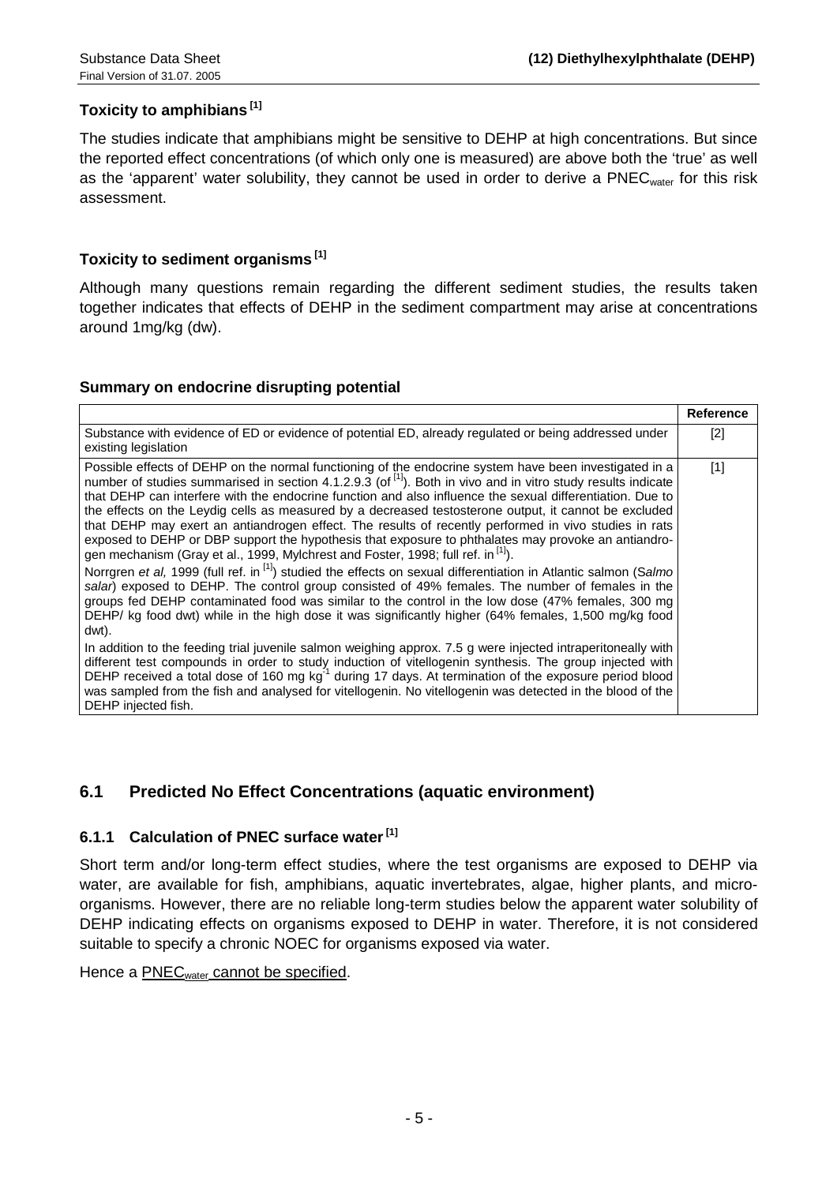### Toxicity to amphibians [1]

The studies indicate that amphibians might be sensitive to DEHP at high concentrations. But since the reported effect concentrations (of which only one is measured) are above both the 'true' as well as the 'apparent' water solubility, they cannot be used in order to derive a $PNEC_{water}$ for this risk assessment.

### Toxicity to sediment organisms [1]

Although many questions remain regarding the different sediment studies, the results taken together indicates that effects of DEHP in the sediment compartment may arise at concentrations around 1mg/kg (dw).

### Summary on endocrine disrupting potential

| | Reference |
|---|---|
| Substance with evidence of ED or evidence of potential ED, already regulated or being addressed under existing legislation | [2] |
| Possible effects of DEHP on the normal functioning of the endocrine system have been investigated in a number of studies summarised in section 4.1.2.9.3 (of [1]). Both in vivo and in vitro study results indicate that DEHP can interfere with the endocrine function and also influence the sexual differentiation. Due to the effects on the Leydig cells as measured by a decreased testosterone output, it cannot be excluded that DEHP may exert an antiandrogen effect. The results of recently performed in vivo studies in rats exposed to DEHP or DBP support the hypothesis that exposure to phthalates may provoke an antiandrogen mechanism (Gray et al., 1999, Mylchrest and Foster, 1998; full ref. in [1]).<br>Norrgren *et al,* 1999 (full ref. in [1]) studied the effects on sexual differentiation in Atlantic salmon (*Salmo salar*) exposed to DEHP. The control group consisted of 49% females. The number of females in the groups fed DEHP contaminated food was similar to the control in the low dose (47% females, 300 mg DEHP/ kg food dwt) while in the high dose it was significantly higher (64% females, 1,500 mg/kg food dwt).<br>In addition to the feeding trial juvenile salmon weighing approx. 7.5 g were injected intraperitoneally with different test compounds in order to study induction of vitellogenin synthesis. The group injected with DEHP received a total dose of 160 mg $kg^{-1}$ during 17 days. At termination of the exposure period blood was sampled from the fish and analysed for vitellogenin. No vitellogenin was detected in the blood of the DEHP injected fish. | [1] |

## 6.1 Predicted No Effect Concentrations (aquatic environment)

### 6.1.1 Calculation of PNEC surface water [1]

Short term and/or long-term effect studies, where the test organisms are exposed to DEHP via water, are available for fish, amphibians, aquatic invertebrates, algae, higher plants, and microorganisms. However, there are no reliable long-term studies below the apparent water solubility of DEHP indicating effects on organisms exposed to DEHP in water. Therefore, it is not considered suitable to specify a chronic NOEC for organisms exposed via water.

Hence a $PNEC_{water}$ cannot be specified.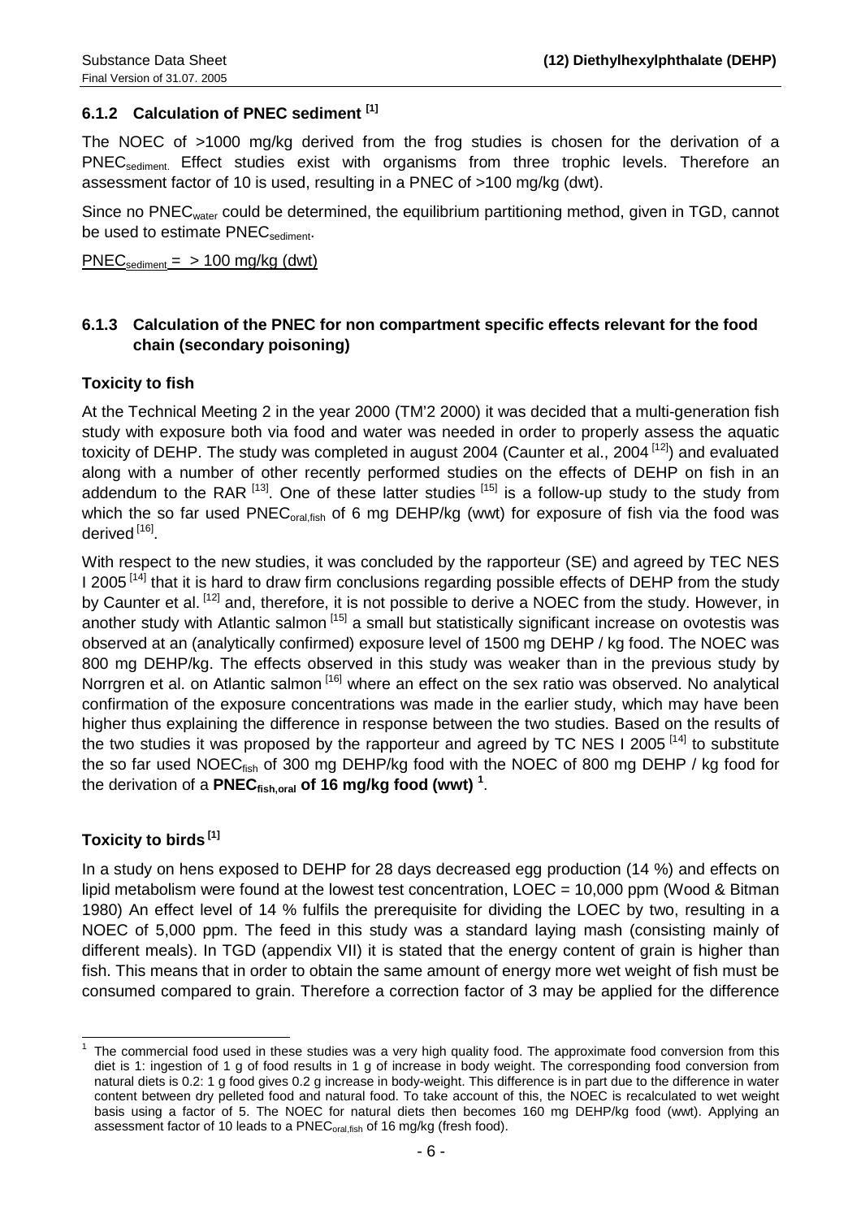### 6.1.2 Calculation of PNEC sediment [1]

The NOEC of >1000 mg/kg derived from the frog studies is chosen for the derivation of a $PNEC_{sediment}$. Effect studies exist with organisms from three trophic levels. Therefore an assessment factor of 10 is used, resulting in a PNEC of >100 mg/kg (dwt).

Since no $PNEC_{water}$ could be determined, the equilibrium partitioning method, given in TGD, cannot be used to estimate $PNEC_{sediment}$.

$PNEC_{sediment}$ = > 100 mg/kg (dwt)

### 6.1.3 Calculation of the PNEC for non compartment specific effects relevant for the food chain (secondary poisoning)

**Toxicity to fish**

At the Technical Meeting 2 in the year 2000 (TM'2 2000) it was decided that a multi-generation fish study with exposure both via food and water was needed in order to properly assess the aquatic toxicity of DEHP. The study was completed in august 2004 (Caunter et al., 2004 [12]) and evaluated along with a number of other recently performed studies on the effects of DEHP on fish in an addendum to the RAR [13]. One of these latter studies [15] is a follow-up study to the study from which the so far used $PNEC_{oral,fish}$ of 6 mg DEHP/kg (wwt) for exposure of fish via the food was derived [16].

With respect to the new studies, it was concluded by the rapporteur (SE) and agreed by TEC NES I 2005 [14] that it is hard to draw firm conclusions regarding possible effects of DEHP from the study by Caunter et al. [12] and, therefore, it is not possible to derive a NOEC from the study. However, in another study with Atlantic salmon [15] a small but statistically significant increase on ovotestis was observed at an (analytically confirmed) exposure level of 1500 mg DEHP / kg food. The NOEC was 800 mg DEHP/kg. The effects observed in this study was weaker than in the previous study by Norrgren et al. on Atlantic salmon [16] where an effect on the sex ratio was observed. No analytical confirmation of the exposure concentrations was made in the earlier study, which may have been higher thus explaining the difference in response between the two studies. Based on the results of the two studies it was proposed by the rapporteur and agreed by TC NES I 2005 [14] to substitute the so far used $NOEC_{fish}$ of 300 mg DEHP/kg food with the NOEC of 800 mg DEHP / kg food for the derivation of a **$PNEC_{fish,oral}$ of 16 mg/kg food (wwt)** [1].

**Toxicity to birds [1]**

In a study on hens exposed to DEHP for 28 days decreased egg production (14 %) and effects on lipid metabolism were found at the lowest test concentration, LOEC = 10,000 ppm (Wood & Bitman 1980) An effect level of 14 % fulfils the prerequisite for dividing the LOEC by two, resulting in a NOEC of 5,000 ppm. The feed in this study was a standard laying mash (consisting mainly of different meals). In TGD (appendix VII) it is stated that the energy content of grain is higher than fish. This means that in order to obtain the same amount of energy more wet weight of fish must be consumed compared to grain. Therefore a correction factor of 3 may be applied for the difference

---

[1] The commercial food used in these studies was a very high quality food. The approximate food conversion from this diet is 1: ingestion of 1 g of food results in 1 g of increase in body weight. The corresponding food conversion from natural diets is 0.2: 1 g food gives 0.2 g increase in body-weight. This difference is in part due to the difference in water content between dry pelleted food and natural food. To take account of this, the NOEC is recalculated to wet weight basis using a factor of 5. The NOEC for natural diets then becomes 160 mg DEHP/kg food (wwt). Applying an assessment factor of 10 leads to a $PNEC_{oral,fish}$ of 16 mg/kg (fresh food).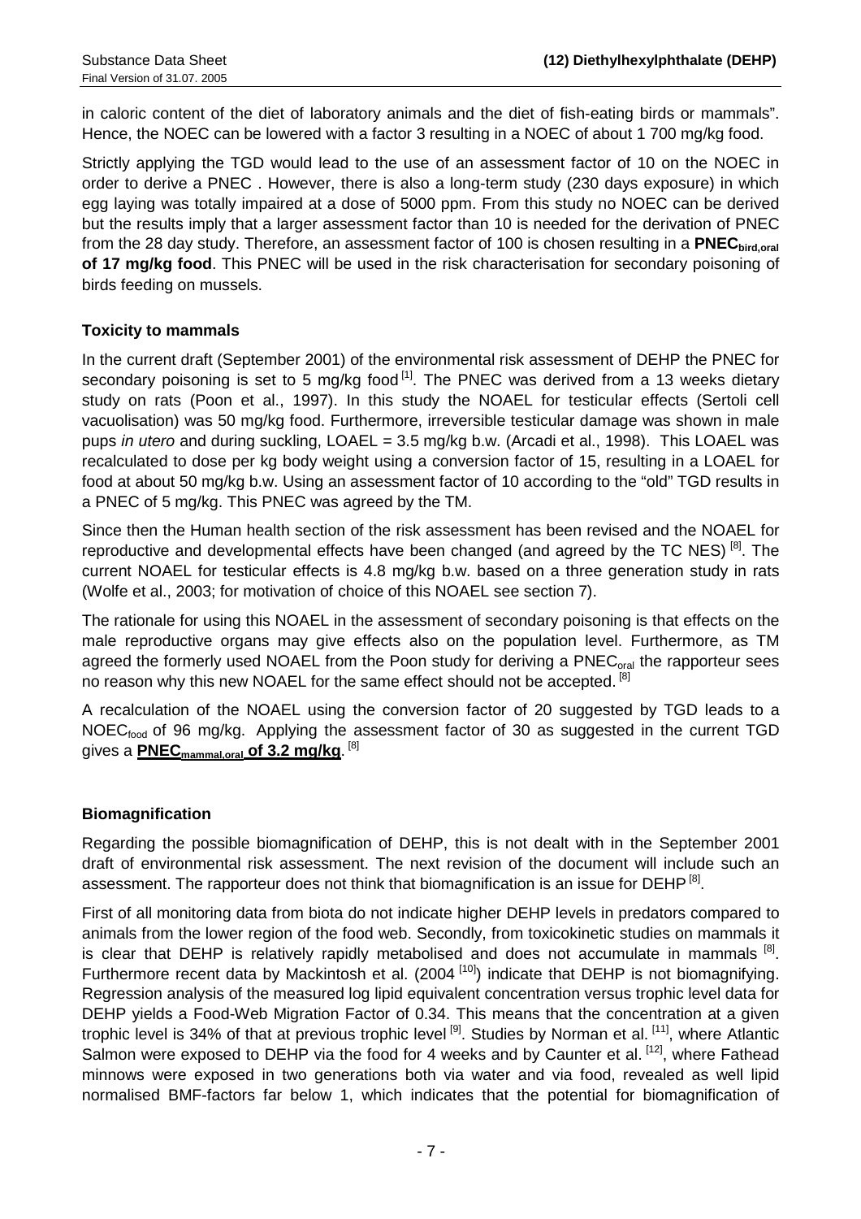in caloric content of the diet of laboratory animals and the diet of fish-eating birds or mammals". Hence, the NOEC can be lowered with a factor 3 resulting in a NOEC of about 1 700 mg/kg food.

Strictly applying the TGD would lead to the use of an assessment factor of 10 on the NOEC in order to derive a PNEC . However, there is also a long-term study (230 days exposure) in which egg laying was totally impaired at a dose of 5000 ppm. From this study no NOEC can be derived but the results imply that a larger assessment factor than 10 is needed for the derivation of PNEC from the 28 day study. Therefore, an assessment factor of 100 is chosen resulting in a **$PNEC_{bird,oral}$ of 17 mg/kg food**. This PNEC will be used in the risk characterisation for secondary poisoning of birds feeding on mussels.

### Toxicity to mammals

In the current draft (September 2001) of the environmental risk assessment of DEHP the PNEC for secondary poisoning is set to 5 mg/kg food [1]. The PNEC was derived from a 13 weeks dietary study on rats (Poon et al., 1997). In this study the NOAEL for testicular effects (Sertoli cell vacuolisation) was 50 mg/kg food. Furthermore, irreversible testicular damage was shown in male pups *in utero* and during suckling, LOAEL = 3.5 mg/kg b.w. (Arcadi et al., 1998). This LOAEL was recalculated to dose per kg body weight using a conversion factor of 15, resulting in a LOAEL for food at about 50 mg/kg b.w. Using an assessment factor of 10 according to the "old" TGD results in a PNEC of 5 mg/kg. This PNEC was agreed by the TM.

Since then the Human health section of the risk assessment has been revised and the NOAEL for reproductive and developmental effects have been changed (and agreed by the TC NES) [8]. The current NOAEL for testicular effects is 4.8 mg/kg b.w. based on a three generation study in rats (Wolfe et al., 2003; for motivation of choice of this NOAEL see section 7).

The rationale for using this NOAEL in the assessment of secondary poisoning is that effects on the male reproductive organs may give effects also on the population level. Furthermore, as TM agreed the formerly used NOAEL from the Poon study for deriving a $PNEC_{oral}$ the rapporteur sees no reason why this new NOAEL for the same effect should not be accepted. [8]

A recalculation of the NOAEL using the conversion factor of 20 suggested by TGD leads to a $NOEC_{food}$ of 96 mg/kg. Applying the assessment factor of 30 as suggested in the current TGD gives a **$PNEC_{mammal,oral}$ of 3.2 mg/kg**. [8]

### Biomagnification

Regarding the possible biomagnification of DEHP, this is not dealt with in the September 2001 draft of environmental risk assessment. The next revision of the document will include such an assessment. The rapporteur does not think that biomagnification is an issue for DEHP [8].

First of all monitoring data from biota do not indicate higher DEHP levels in predators compared to animals from the lower region of the food web. Secondly, from toxicokinetic studies on mammals it is clear that DEHP is relatively rapidly metabolised and does not accumulate in mammals [8]. Furthermore recent data by Mackintosh et al. (2004 [10]) indicate that DEHP is not biomagnifying. Regression analysis of the measured log lipid equivalent concentration versus trophic level data for DEHP yields a Food-Web Migration Factor of 0.34. This means that the concentration at a given trophic level is 34% of that at previous trophic level [9]. Studies by Norman et al. [11], where Atlantic Salmon were exposed to DEHP via the food for 4 weeks and by Caunter et al. [12], where Fathead minnows were exposed in two generations both via water and via food, revealed as well lipid normalised BMF-factors far below 1, which indicates that the potential for biomagnification of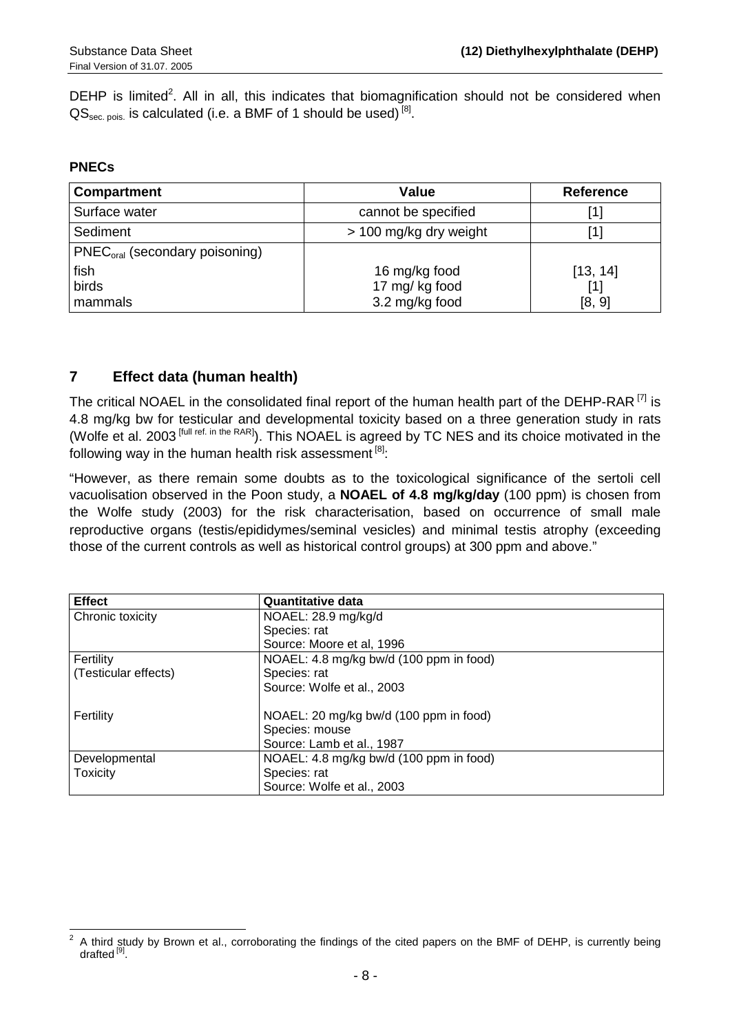DEHP is limited[2]. All in all, this indicates that biomagnification should not be considered when $QS_{sec. pois.}$ is calculated (i.e. a BMF of 1 should be used) [8].

**PNECs**

| Compartment | Value | Reference |
|---|---|---|
| Surface water | cannot be specified | [1] |
| Sediment | > 100 mg/kg dry weight | [1] |
| $PNEC_{oral}$ (secondary poisoning) | | |
| fish | 16 mg/kg food | [13, 14] |
| birds | 17 mg/ kg food | [1] |
| mammals | 3.2 mg/kg food | [8, 9] |

## 7 Effect data (human health)

The critical NOAEL in the consolidated final report of the human health part of the DEHP-RAR [7] is 4.8 mg/kg bw for testicular and developmental toxicity based on a three generation study in rats (Wolfe et al. 2003 [full ref. in the RAR]). This NOAEL is agreed by TC NES and its choice motivated in the following way in the human health risk assessment [8]:

"However, as there remain some doubts as to the toxicological significance of the sertoli cell vacuolisation observed in the Poon study, a **NOAEL of 4.8 mg/kg/day** (100 ppm) is chosen from the Wolfe study (2003) for the risk characterisation, based on occurrence of small male reproductive organs (testis/epididymes/seminal vesicles) and minimal testis atrophy (exceeding those of the current controls as well as historical control groups) at 300 ppm and above."

| Effect | Quantitative data |
|---|---|
| Chronic toxicity | NOAEL: 28.9 mg/kg/d<br>Species: rat<br>Source: Moore et al, 1996 |
| Fertility<br>(Testicular effects)<br><br>Fertility | NOAEL: 4.8 mg/kg bw/d (100 ppm in food)<br>Species: rat<br>Source: Wolfe et al., 2003<br><br>NOAEL: 20 mg/kg bw/d (100 ppm in food)<br>Species: mouse<br>Source: Lamb et al., 1987 |
| Developmental<br>Toxicity | NOAEL: 4.8 mg/kg bw/d (100 ppm in food)<br>Species: rat<br>Source: Wolfe et al., 2003 |

[2] A third study by Brown et al., corroborating the findings of the cited papers on the BMF of DEHP, is currently being drafted [9].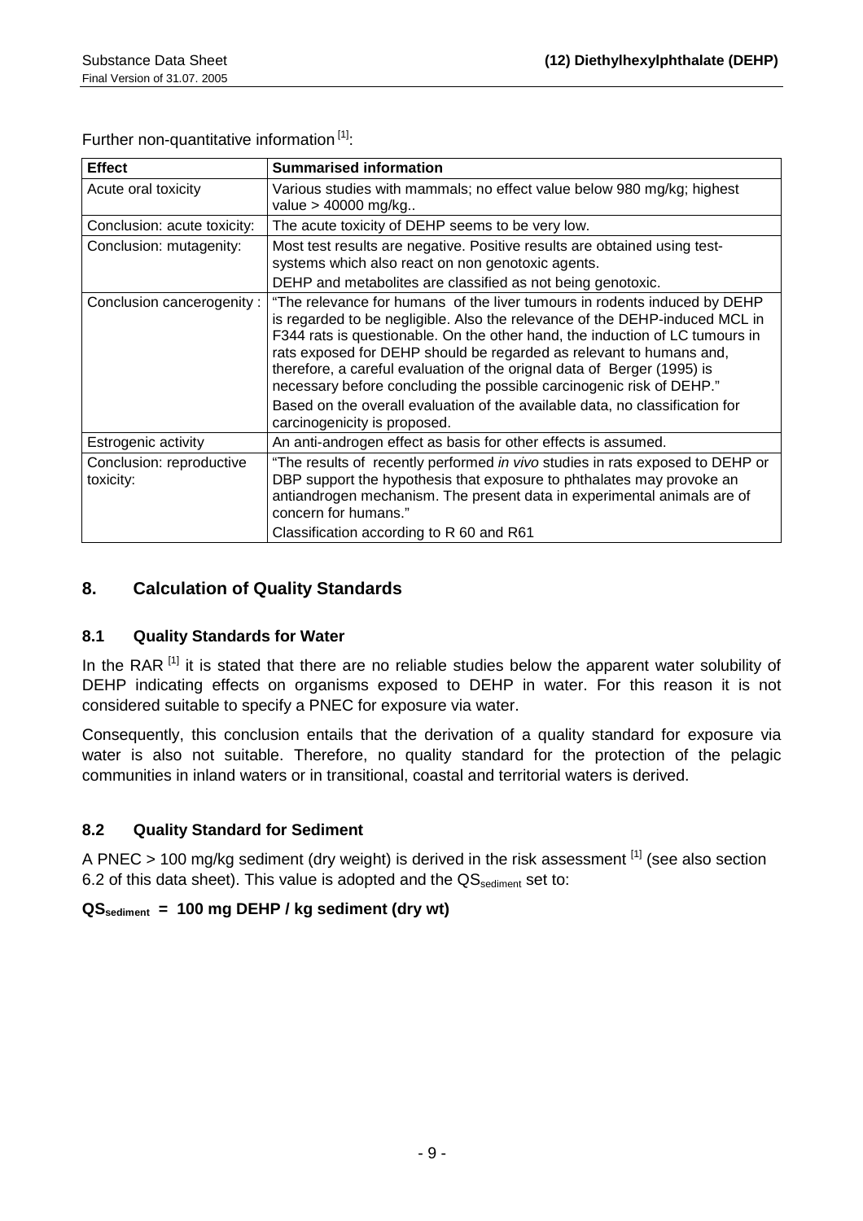Further non-quantitative information [1]:

| Effect | Summarised information |
| --- | --- |
| Acute oral toxicity | Various studies with mammals; no effect value below 980 mg/kg; highest value > 40000 mg/kg.. |
| Conclusion: acute toxicity: | The acute toxicity of DEHP seems to be very low. |
| Conclusion: mutagenity: | Most test results are negative. Positive results are obtained using test-systems which also react on non genotoxic agents.<br>DEHP and metabolites are classified as not being genotoxic. |
| Conclusion cancerogenity : | "The relevance for humans of the liver tumours in rodents induced by DEHP is regarded to be negligible. Also the relevance of the DEHP-induced MCL in F344 rats is questionable. On the other hand, the induction of LC tumours in rats exposed for DEHP should be regarded as relevant to humans and, therefore, a careful evaluation of the orignal data of Berger (1995) is necessary before concluding the possible carcinogenic risk of DEHP."<br>Based on the overall evaluation of the available data, no classification for carcinogenicity is proposed. |
| Estrogenic activity | An anti-androgen effect as basis for other effects is assumed. |
| Conclusion: reproductive toxicity: | "The results of recently performed *in vivo* studies in rats exposed to DEHP or DBP support the hypothesis that exposure to phthalates may provoke an antiandrogen mechanism. The present data in experimental animals are of concern for humans."<br>Classification according to R 60 and R61 |

## 8. Calculation of Quality Standards

### 8.1 Quality Standards for Water

In the RAR [1] it is stated that there are no reliable studies below the apparent water solubility of DEHP indicating effects on organisms exposed to DEHP in water. For this reason it is not considered suitable to specify a PNEC for exposure via water.

Consequently, this conclusion entails that the derivation of a quality standard for exposure via water is also not suitable. Therefore, no quality standard for the protection of the pelagic communities in inland waters or in transitional, coastal and territorial waters is derived.

### 8.2 Quality Standard for Sediment

A PNEC > 100 mg/kg sediment (dry weight) is derived in the risk assessment [1] (see also section 6.2 of this data sheet). This value is adopted and the $QS_{sediment}$ set to:

**$QS_{sediment}$ = 100 mg DEHP / kg sediment (dry wt)**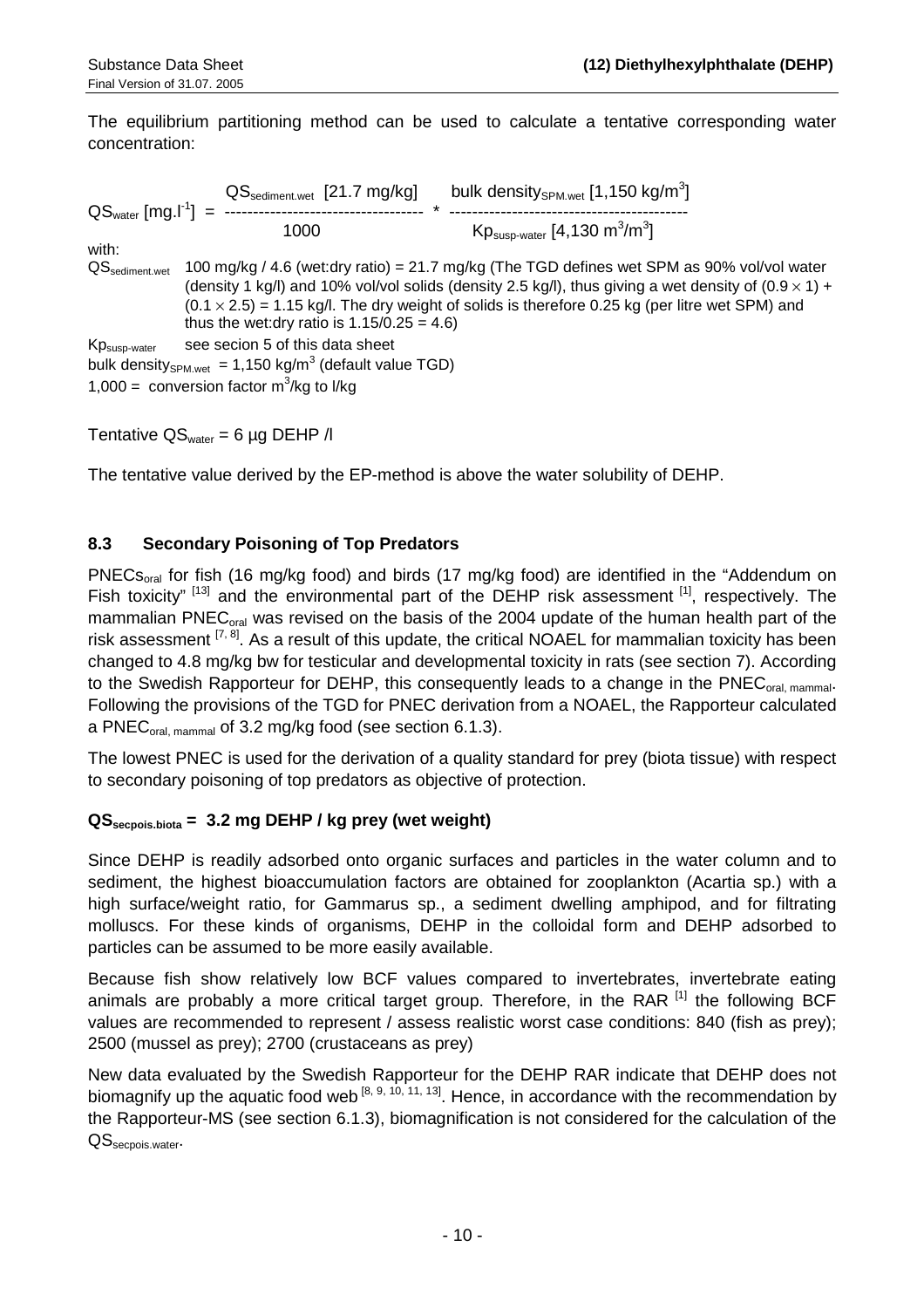The equilibrium partitioning method can be used to calculate a tentative corresponding water concentration:

$$QS_{water}\ [mg.l^{-1}] = \frac{QS_{sediment.wet}\ [21.7\ mg/kg]}{1000} * \frac{\text{bulk density}_{SPM.wet}\ [1{,}150\ kg/m^3]}{Kp_{susp-water}\ [4{,}130\ m^3/m^3]}$$

with:

$QS_{sediment.wet}$ 100 mg/kg / 4.6 (wet:dry ratio) = 21.7 mg/kg (The TGD defines wet SPM as 90% vol/vol water (density 1 kg/l) and 10% vol/vol solids (density 2.5 kg/l), thus giving a wet density of $(0.9 \times 1) + (0.1 \times 2.5) = 1.15$ kg/l. The dry weight of solids is therefore 0.25 kg (per litre wet SPM) and thus the wet:dry ratio is $1.15/0.25 = 4.6$)

$Kp_{susp-water}$ see secion 5 of this data sheet

bulk $density_{SPM.wet}$ = 1,150 kg/m$^3$ (default value TGD)

1,000 = conversion factor m$^3$/kg to l/kg

Tentative $QS_{water}$ = 6 µg DEHP /l

The tentative value derived by the EP-method is above the water solubility of DEHP.

## 8.3 Secondary Poisoning of Top Predators

$PNECs_{oral}$ for fish (16 mg/kg food) and birds (17 mg/kg food) are identified in the "Addendum on Fish toxicity" [13] and the environmental part of the DEHP risk assessment [1], respectively. The mammalian $PNEC_{oral}$ was revised on the basis of the 2004 update of the human health part of the risk assessment [7, 8]. As a result of this update, the critical NOAEL for mammalian toxicity has been changed to 4.8 mg/kg bw for testicular and developmental toxicity in rats (see section 7). According to the Swedish Rapporteur for DEHP, this consequently leads to a change in the $PNEC_{oral,\ mammal}$. Following the provisions of the TGD for PNEC derivation from a NOAEL, the Rapporteur calculated a $PNEC_{oral,\ mammal}$ of 3.2 mg/kg food (see section 6.1.3).

The lowest PNEC is used for the derivation of a quality standard for prey (biota tissue) with respect to secondary poisoning of top predators as objective of protection.

**$QS_{secpois.biota}$ = 3.2 mg DEHP / kg prey (wet weight)**

Since DEHP is readily adsorbed onto organic surfaces and particles in the water column and to sediment, the highest bioaccumulation factors are obtained for zooplankton (Acartia sp.) with a high surface/weight ratio, for Gammarus sp., a sediment dwelling amphipod, and for filtrating molluscs. For these kinds of organisms, DEHP in the colloidal form and DEHP adsorbed to particles can be assumed to be more easily available.

Because fish show relatively low BCF values compared to invertebrates, invertebrate eating animals are probably a more critical target group. Therefore, in the RAR [1] the following BCF values are recommended to represent / assess realistic worst case conditions: 840 (fish as prey); 2500 (mussel as prey); 2700 (crustaceans as prey)

New data evaluated by the Swedish Rapporteur for the DEHP RAR indicate that DEHP does not biomagnify up the aquatic food web [8, 9, 10, 11, 13]. Hence, in accordance with the recommendation by the Rapporteur-MS (see section 6.1.3), biomagnification is not considered for the calculation of the $QS_{secpois.water}$.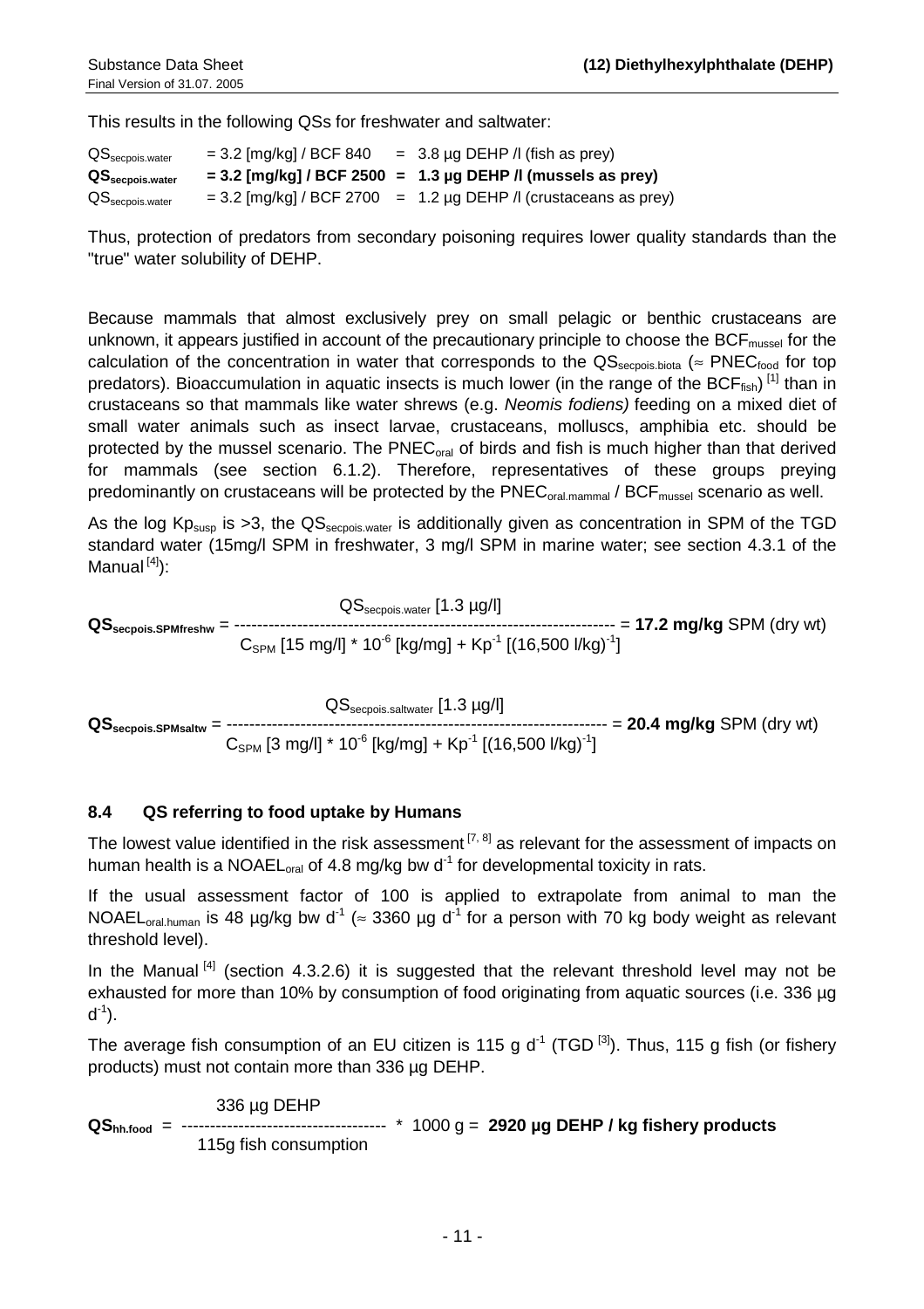This results in the following QSs for freshwater and saltwater:

| | | |
|---|---|---|
| $QS_{secpois.water}$ | = 3.2 [mg/kg] / BCF 840 | = 3.8 µg DEHP /l (fish as prey) |
| $\mathbf{QS_{secpois.water}}$ | **= 3.2 [mg/kg] / BCF 2500** | **= 1.3 µg DEHP /l (mussels as prey)** |
| $QS_{secpois.water}$ | = 3.2 [mg/kg] / BCF 2700 | = 1.2 µg DEHP /l (crustaceans as prey) |

Thus, protection of predators from secondary poisoning requires lower quality standards than the "true" water solubility of DEHP.

Because mammals that almost exclusively prey on small pelagic or benthic crustaceans are unknown, it appears justified in account of the precautionary principle to choose the $BCF_{mussel}$ for the calculation of the concentration in water that corresponds to the $QS_{secpois.biota}$ ($\approx PNEC_{food}$ for top predators). Bioaccumulation in aquatic insects is much lower (in the range of the $BCF_{fish}$) [1] than in crustaceans so that mammals like water shrews (e.g. *Neomis fodiens)* feeding on a mixed diet of small water animals such as insect larvae, crustaceans, molluscs, amphibia etc. should be protected by the mussel scenario. The $PNEC_{oral}$ of birds and fish is much higher than that derived for mammals (see section 6.1.2). Therefore, representatives of these groups preying predominantly on crustaceans will be protected by the $PNEC_{oral.mammal}$ / $BCF_{mussel}$ scenario as well.

As the log $Kp_{susp}$ is >3, the $QS_{secpois.water}$ is additionally given as concentration in SPM of the TGD standard water (15mg/l SPM in freshwater, 3 mg/l SPM in marine water; see section 4.3.1 of the Manual [4]):

$$\mathbf{QS_{secpois.SPMfreshw}} = \frac{QS_{secpois.water}\ [1.3\ \mu g/l]}{C_{SPM}\ [15\ mg/l] * 10^{-6}\ [kg/mg] + Kp^{-1}\ [(16{,}500\ l/kg)^{-1}]} = \mathbf{17.2\ mg/kg}\ \text{SPM (dry wt)}$$

$$\mathbf{QS_{secpois.SPMsaltw}} = \frac{QS_{secpois.saltwater}\ [1.3\ \mu g/l]}{C_{SPM}\ [3\ mg/l] * 10^{-6}\ [kg/mg] + Kp^{-1}\ [(16{,}500\ l/kg)^{-1}]} = \mathbf{20.4\ mg/kg}\ \text{SPM (dry wt)}$$

### 8.4 QS referring to food uptake by Humans

The lowest value identified in the risk assessment [7, 8] as relevant for the assessment of impacts on human health is a $NOAEL_{oral}$ of 4.8 mg/kg bw $d^{-1}$ for developmental toxicity in rats.

If the usual assessment factor of 100 is applied to extrapolate from animal to man the $NOAEL_{oral.human}$ is 48 µg/kg bw $d^{-1}$ ($\approx$ 3360 µg $d^{-1}$ for a person with 70 kg body weight as relevant threshold level).

In the Manual [4] (section 4.3.2.6) it is suggested that the relevant threshold level may not be exhausted for more than 10% by consumption of food originating from aquatic sources (i.e. 336 µg $d^{-1}$).

The average fish consumption of an EU citizen is 115 g $d^{-1}$ (TGD [3]). Thus, 115 g fish (or fishery products) must not contain more than 336 µg DEHP.

$$\mathbf{QS_{hh.food}} = \frac{336\ \mu g\ \text{DEHP}}{115g\ \text{fish consumption}} * 1000\ g = \mathbf{2920\ \mu g\ DEHP\ /\ kg\ fishery\ products}$$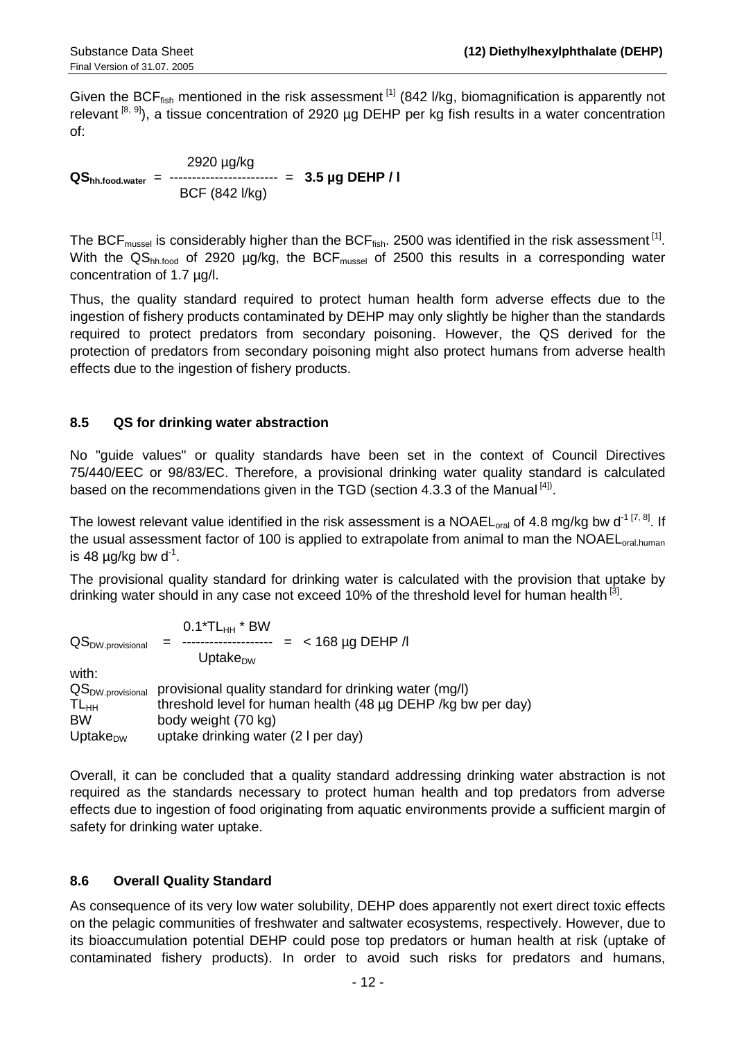Given the $BCF_{fish}$ mentioned in the risk assessment [1] (842 l/kg, biomagnification is apparently not relevant [8, 9]), a tissue concentration of 2920 µg DEHP per kg fish results in a water concentration of:

$$QS_{hh.food.water} = \frac{2920\ \mu g/kg}{BCF\ (842\ l/kg)} = \mathbf{3.5\ \mu g\ DEHP\ /\ l}$$

The $BCF_{mussel}$ is considerably higher than the $BCF_{fish}$. 2500 was identified in the risk assessment [1]. With the $QS_{hh.food}$ of 2920 µg/kg, the $BCF_{mussel}$ of 2500 this results in a corresponding water concentration of 1.7 µg/l.

Thus, the quality standard required to protect human health form adverse effects due to the ingestion of fishery products contaminated by DEHP may only slightly be higher than the standards required to protect predators from secondary poisoning. However, the QS derived for the protection of predators from secondary poisoning might also protect humans from adverse health effects due to the ingestion of fishery products.

## 8.5 QS for drinking water abstraction

No "guide values" or quality standards have been set in the context of Council Directives 75/440/EEC or 98/83/EC. Therefore, a provisional drinking water quality standard is calculated based on the recommendations given in the TGD (section 4.3.3 of the Manual [4]).

The lowest relevant value identified in the risk assessment is a $NOAEL_{oral}$ of 4.8 mg/kg bw $d^{-1}$ [7, 8]. If the usual assessment factor of 100 is applied to extrapolate from animal to man the $NOAEL_{oral.human}$ is 48 µg/kg bw $d^{-1}$.

The provisional quality standard for drinking water is calculated with the provision that uptake by drinking water should in any case not exceed 10% of the threshold level for human health [3].

$$QS_{DW.provisional} = \frac{0.1 * TL_{HH} * BW}{Uptake_{DW}} = < 168\ \mu g\ DEHP\ /l$$

with:

| | |
|---|---|
| $QS_{DW.provisional}$ | provisional quality standard for drinking water (mg/l) |
| $TL_{HH}$ | threshold level for human health (48 µg DEHP /kg bw per day) |
| BW | body weight (70 kg) |
| $Uptake_{DW}$ | uptake drinking water (2 l per day) |

Overall, it can be concluded that a quality standard addressing drinking water abstraction is not required as the standards necessary to protect human health and top predators from adverse effects due to ingestion of food originating from aquatic environments provide a sufficient margin of safety for drinking water uptake.

## 8.6 Overall Quality Standard

As consequence of its very low water solubility, DEHP does apparently not exert direct toxic effects on the pelagic communities of freshwater and saltwater ecosystems, respectively. However, due to its bioaccumulation potential DEHP could pose top predators or human health at risk (uptake of contaminated fishery products). In order to avoid such risks for predators and humans,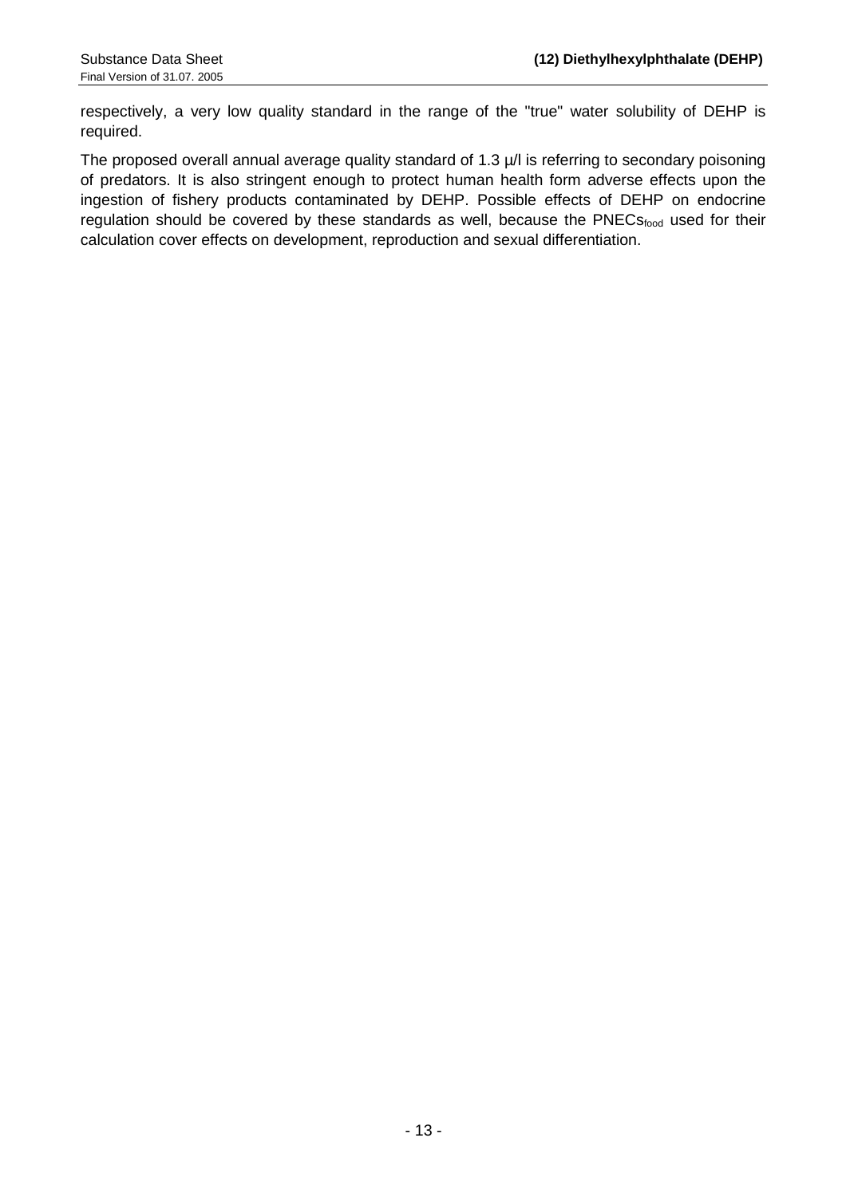respectively, a very low quality standard in the range of the "true" water solubility of DEHP is required.

The proposed overall annual average quality standard of 1.3 µ/l is referring to secondary poisoning of predators. It is also stringent enough to protect human health form adverse effects upon the ingestion of fishery products contaminated by DEHP. Possible effects of DEHP on endocrine regulation should be covered by these standards as well, because the $PNECs_{food}$ used for their calculation cover effects on development, reproduction and sexual differentiation.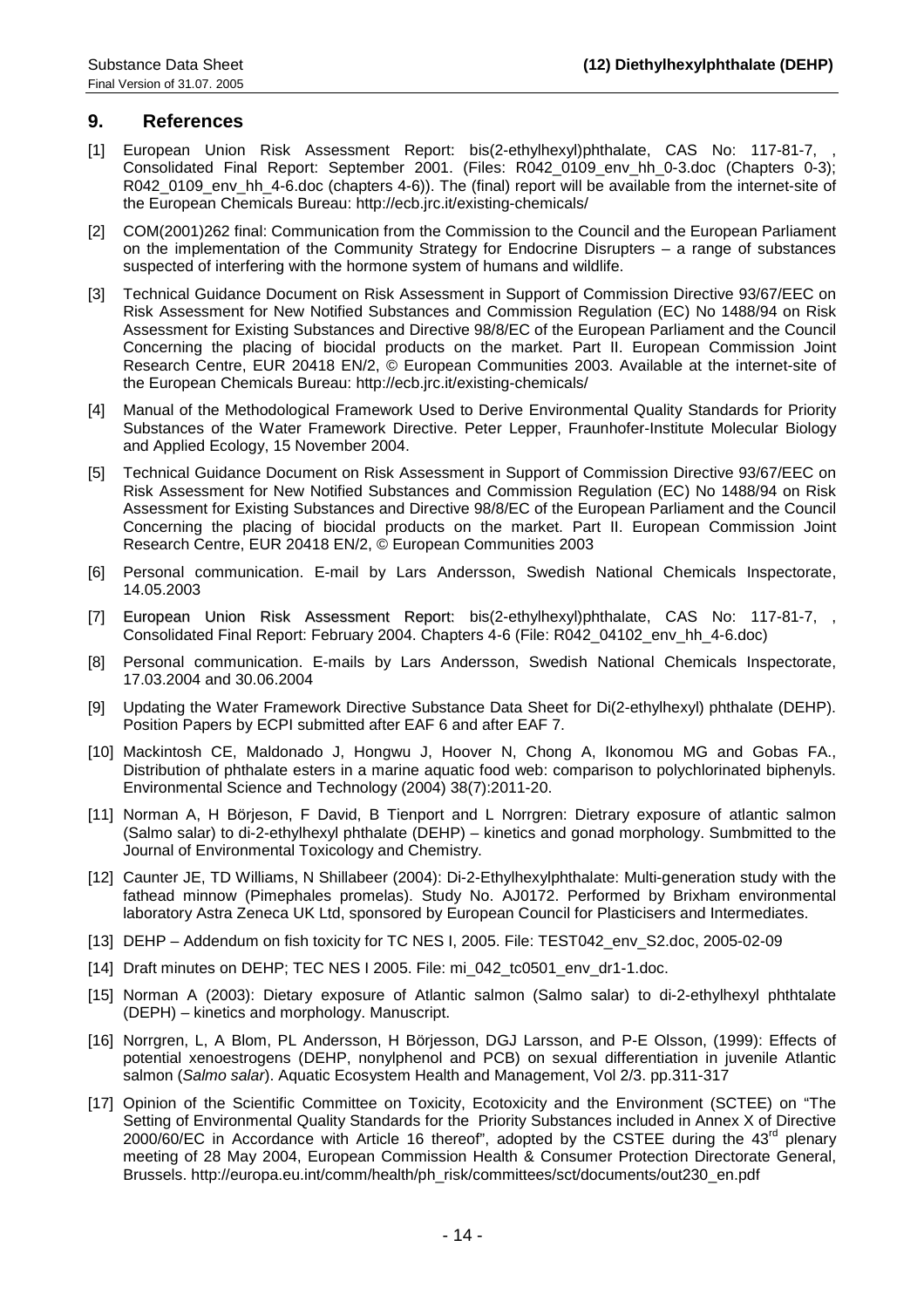## 9. References

[1] European Union Risk Assessment Report: bis(2-ethylhexyl)phthalate, CAS No: 117-81-7, , Consolidated Final Report: September 2001. (Files: R042_0109_env_hh_0-3.doc (Chapters 0-3); R042_0109_env_hh_4-6.doc (chapters 4-6)). The (final) report will be available from the internet-site of the European Chemicals Bureau: http://ecb.jrc.it/existing-chemicals/

[2] COM(2001)262 final: Communication from the Commission to the Council and the European Parliament on the implementation of the Community Strategy for Endocrine Disrupters – a range of substances suspected of interfering with the hormone system of humans and wildlife.

[3] Technical Guidance Document on Risk Assessment in Support of Commission Directive 93/67/EEC on Risk Assessment for New Notified Substances and Commission Regulation (EC) No 1488/94 on Risk Assessment for Existing Substances and Directive 98/8/EC of the European Parliament and the Council Concerning the placing of biocidal products on the market. Part II. European Commission Joint Research Centre, EUR 20418 EN/2, © European Communities 2003. Available at the internet-site of the European Chemicals Bureau: http://ecb.jrc.it/existing-chemicals/

[4] Manual of the Methodological Framework Used to Derive Environmental Quality Standards for Priority Substances of the Water Framework Directive. Peter Lepper, Fraunhofer-Institute Molecular Biology and Applied Ecology, 15 November 2004.

[5] Technical Guidance Document on Risk Assessment in Support of Commission Directive 93/67/EEC on Risk Assessment for New Notified Substances and Commission Regulation (EC) No 1488/94 on Risk Assessment for Existing Substances and Directive 98/8/EC of the European Parliament and the Council Concerning the placing of biocidal products on the market. Part II. European Commission Joint Research Centre, EUR 20418 EN/2, © European Communities 2003

[6] Personal communication. E-mail by Lars Andersson, Swedish National Chemicals Inspectorate, 14.05.2003

[7] European Union Risk Assessment Report: bis(2-ethylhexyl)phthalate, CAS No: 117-81-7, , Consolidated Final Report: February 2004. Chapters 4-6 (File: R042_04102_env_hh_4-6.doc)

[8] Personal communication. E-mails by Lars Andersson, Swedish National Chemicals Inspectorate, 17.03.2004 and 30.06.2004

[9] Updating the Water Framework Directive Substance Data Sheet for Di(2-ethylhexyl) phthalate (DEHP). Position Papers by ECPI submitted after EAF 6 and after EAF 7.

[10] Mackintosh CE, Maldonado J, Hongwu J, Hoover N, Chong A, Ikonomou MG and Gobas FA., Distribution of phthalate esters in a marine aquatic food web: comparison to polychlorinated biphenyls. Environmental Science and Technology (2004) 38(7):2011-20.

[11] Norman A, H Börjeson, F David, B Tienport and L Norrgren: Dietrary exposure of atlantic salmon (Salmo salar) to di-2-ethylhexyl phthalate (DEHP) – kinetics and gonad morphology. Sumbmitted to the Journal of Environmental Toxicology and Chemistry.

[12] Caunter JE, TD Williams, N Shillabeer (2004): Di-2-Ethylhexylphthalate: Multi-generation study with the fathead minnow (Pimephales promelas). Study No. AJ0172. Performed by Brixham environmental laboratory Astra Zeneca UK Ltd, sponsored by European Council for Plasticisers and Intermediates.

[13] DEHP – Addendum on fish toxicity for TC NES I, 2005. File: TEST042_env_S2.doc, 2005-02-09

[14] Draft minutes on DEHP; TEC NES I 2005. File: mi_042_tc0501_env_dr1-1.doc.

[15] Norman A (2003): Dietary exposure of Atlantic salmon (Salmo salar) to di-2-ethylhexyl phthtalate (DEPH) – kinetics and morphology. Manuscript.

[16] Norrgren, L, A Blom, PL Andersson, H Börjesson, DGJ Larsson, and P-E Olsson, (1999): Effects of potential xenoestrogens (DEHP, nonylphenol and PCB) on sexual differentiation in juvenile Atlantic salmon (*Salmo salar*). Aquatic Ecosystem Health and Management, Vol 2/3. pp.311-317

[17] Opinion of the Scientific Committee on Toxicity, Ecotoxicity and the Environment (SCTEE) on "The Setting of Environmental Quality Standards for the Priority Substances included in Annex X of Directive 2000/60/EC in Accordance with Article 16 thereof", adopted by the CSTEE during the 43rd plenary meeting of 28 May 2004, European Commission Health & Consumer Protection Directorate General, Brussels. http://europa.eu.int/comm/health/ph_risk/committees/sct/documents/out230_en.pdf